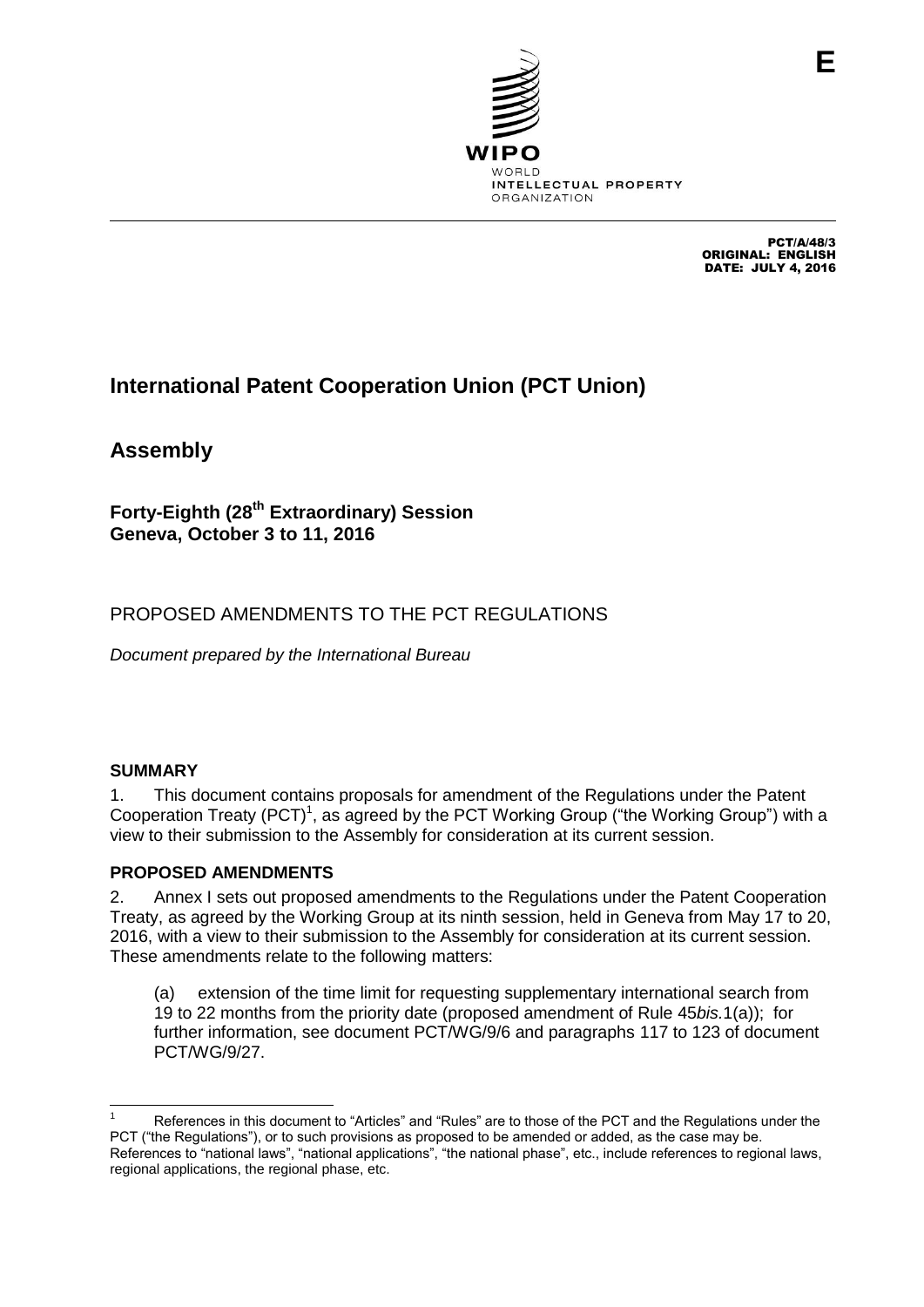E

WIPO
WORLD
INTELLECTUAL PROPERTY
ORGANIZATION

PCT/A/48/3
ORIGINAL: ENGLISH
DATE: JULY 4, 2016

# International Patent Cooperation Union (PCT Union)

# Assembly

### Forty-Eighth (28th Extraordinary) Session
### Geneva, October 3 to 11, 2016

## PROPOSED AMENDMENTS TO THE PCT REGULATIONS

*Document prepared by the International Bureau*

**SUMMARY**

1. This document contains proposals for amendment of the Regulations under the Patent Cooperation Treaty (PCT)[1], as agreed by the PCT Working Group ("the Working Group") with a view to their submission to the Assembly for consideration at its current session.

**PROPOSED AMENDMENTS**

2. Annex I sets out proposed amendments to the Regulations under the Patent Cooperation Treaty, as agreed by the Working Group at its ninth session, held in Geneva from May 17 to 20, 2016, with a view to their submission to the Assembly for consideration at its current session. These amendments relate to the following matters:

(a) extension of the time limit for requesting supplementary international search from 19 to 22 months from the priority date (proposed amendment of Rule 45*bis*.1(a)); for further information, see document PCT/WG/9/6 and paragraphs 117 to 123 of document PCT/WG/9/27.

---

[1] References in this document to "Articles" and "Rules" are to those of the PCT and the Regulations under the PCT ("the Regulations"), or to such provisions as proposed to be amended or added, as the case may be. References to "national laws", "national applications", "the national phase", etc., include references to regional laws, regional applications, the regional phase, etc.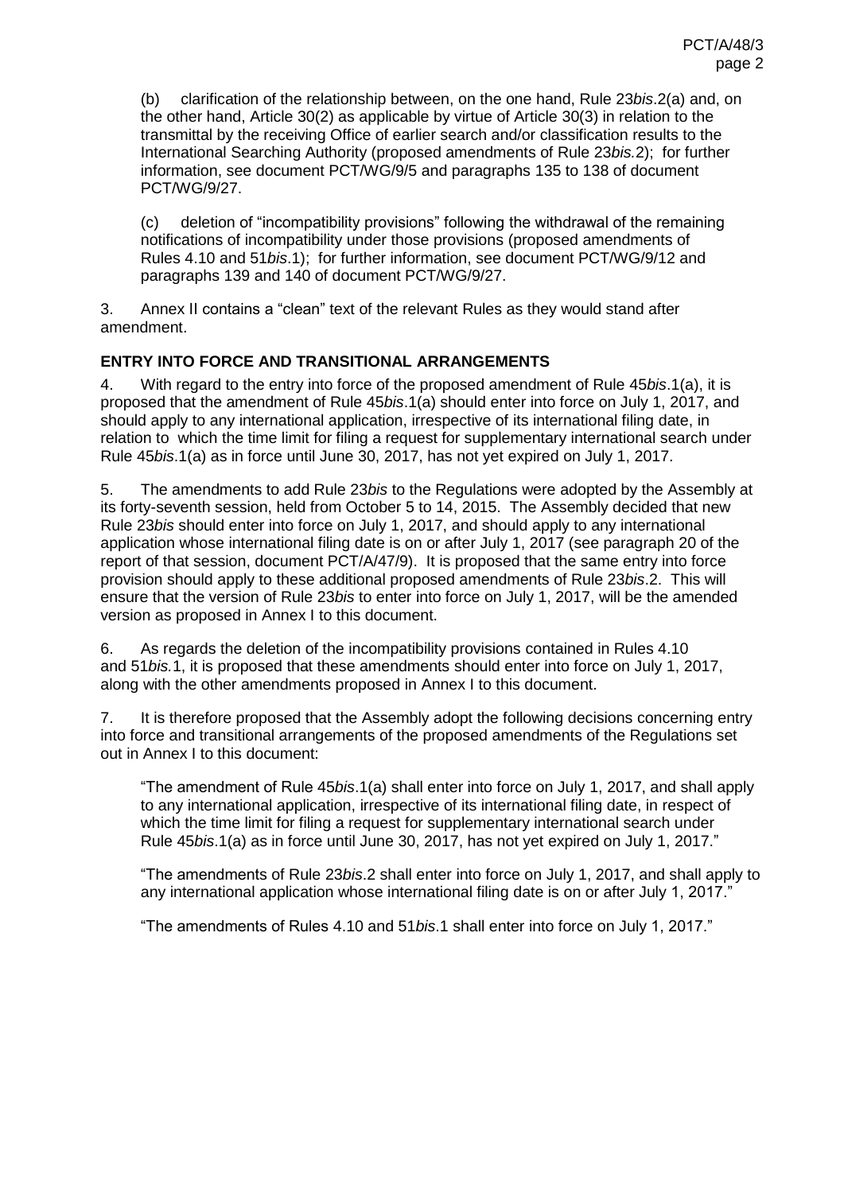(b) clarification of the relationship between, on the one hand, Rule 23*bis*.2(a) and, on the other hand, Article 30(2) as applicable by virtue of Article 30(3) in relation to the transmittal by the receiving Office of earlier search and/or classification results to the International Searching Authority (proposed amendments of Rule 23*bis.*2); for further information, see document PCT/WG/9/5 and paragraphs 135 to 138 of document PCT/WG/9/27.

(c) deletion of "incompatibility provisions" following the withdrawal of the remaining notifications of incompatibility under those provisions (proposed amendments of Rules 4.10 and 51*bis*.1); for further information, see document PCT/WG/9/12 and paragraphs 139 and 140 of document PCT/WG/9/27.

3. Annex II contains a "clean" text of the relevant Rules as they would stand after amendment.

## ENTRY INTO FORCE AND TRANSITIONAL ARRANGEMENTS

4. With regard to the entry into force of the proposed amendment of Rule 45*bis*.1(a), it is proposed that the amendment of Rule 45*bis*.1(a) should enter into force on July 1, 2017, and should apply to any international application, irrespective of its international filing date, in relation to which the time limit for filing a request for supplementary international search under Rule 45*bis*.1(a) as in force until June 30, 2017, has not yet expired on July 1, 2017.

5. The amendments to add Rule 23*bis* to the Regulations were adopted by the Assembly at its forty-seventh session, held from October 5 to 14, 2015. The Assembly decided that new Rule 23*bis* should enter into force on July 1, 2017, and should apply to any international application whose international filing date is on or after July 1, 2017 (see paragraph 20 of the report of that session, document PCT/A/47/9). It is proposed that the same entry into force provision should apply to these additional proposed amendments of Rule 23*bis*.2. This will ensure that the version of Rule 23*bis* to enter into force on July 1, 2017, will be the amended version as proposed in Annex I to this document.

6. As regards the deletion of the incompatibility provisions contained in Rules 4.10 and 51*bis.*1, it is proposed that these amendments should enter into force on July 1, 2017, along with the other amendments proposed in Annex I to this document.

7. It is therefore proposed that the Assembly adopt the following decisions concerning entry into force and transitional arrangements of the proposed amendments of the Regulations set out in Annex I to this document:

> "The amendment of Rule 45*bis*.1(a) shall enter into force on July 1, 2017, and shall apply to any international application, irrespective of its international filing date, in respect of which the time limit for filing a request for supplementary international search under Rule 45*bis*.1(a) as in force until June 30, 2017, has not yet expired on July 1, 2017."
>
> "The amendments of Rule 23*bis*.2 shall enter into force on July 1, 2017, and shall apply to any international application whose international filing date is on or after July 1, 2017."
>
> "The amendments of Rules 4.10 and 51*bis*.1 shall enter into force on July 1, 2017."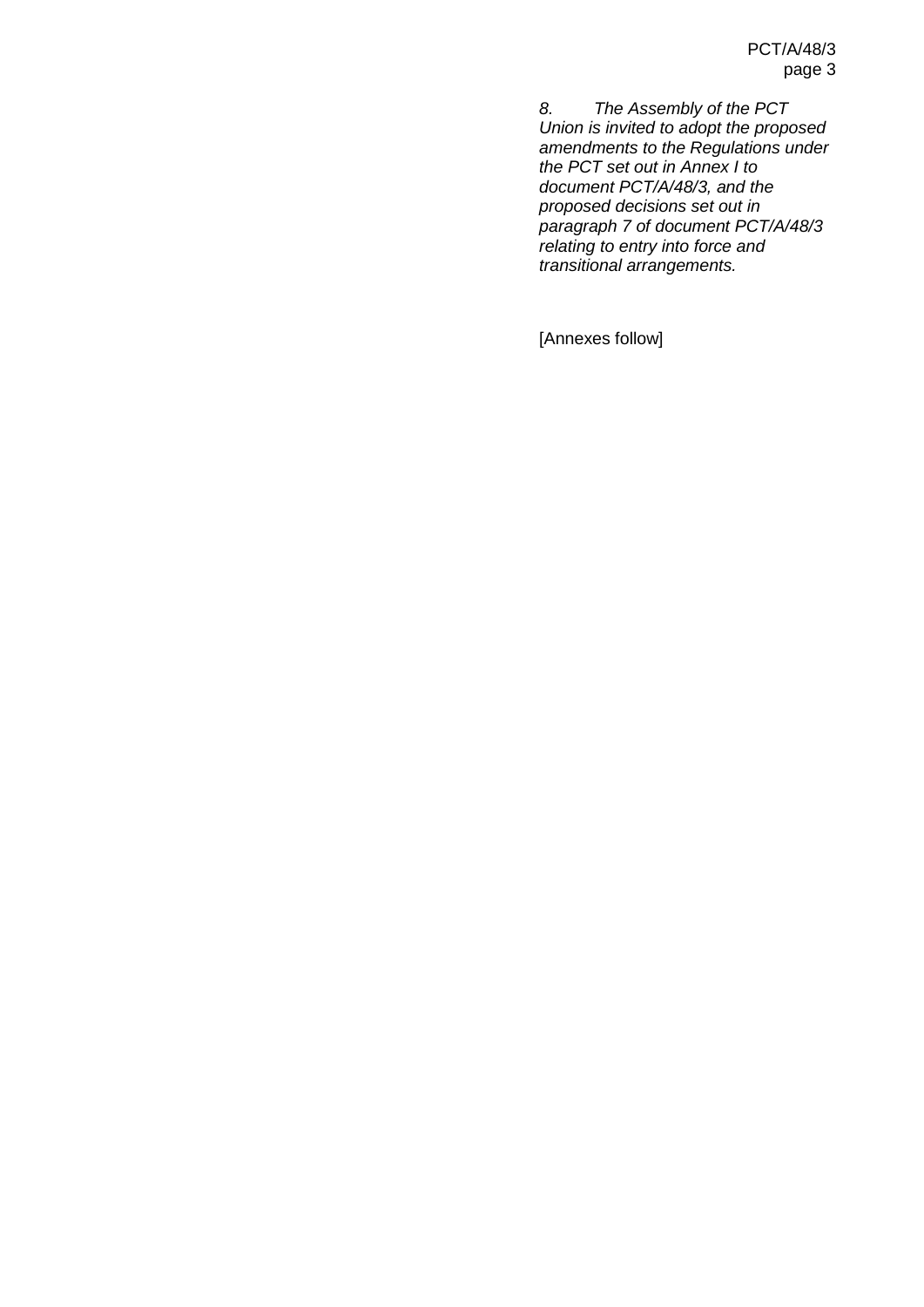*8. The Assembly of the PCT Union is invited to adopt the proposed amendments to the Regulations under the PCT set out in Annex I to document PCT/A/48/3, and the proposed decisions set out in paragraph 7 of document PCT/A/48/3 relating to entry into force and transitional arrangements.*

[Annexes follow]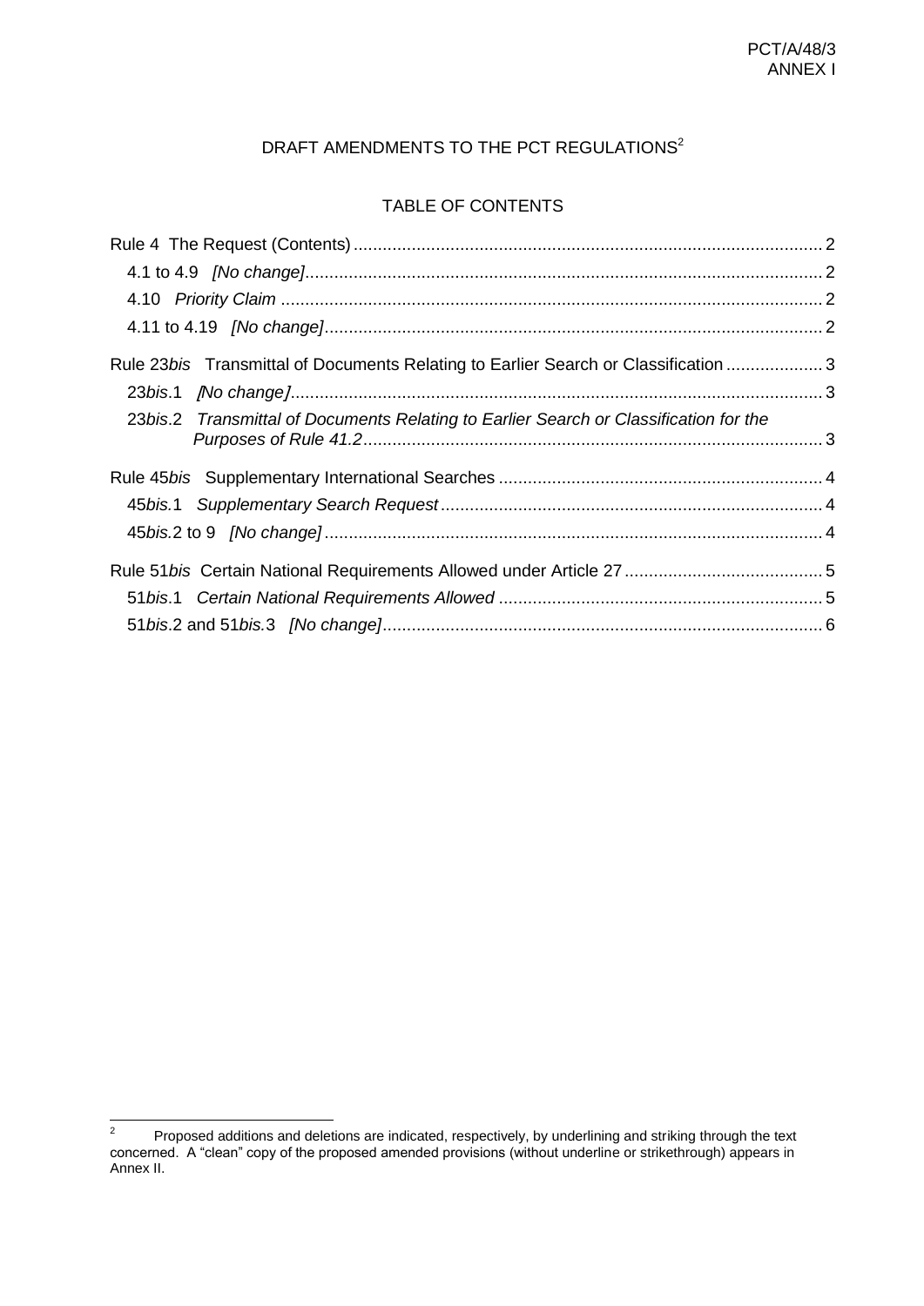# DRAFT AMENDMENTS TO THE PCT REGULATIONS[2]

## TABLE OF CONTENTS

Rule 4 The Request (Contents) .......... 2
- 4.1 to 4.9 *[No change]* .......... 2
- 4.10 *Priority Claim* .......... 2
- 4.11 to 4.19 *[No change]* .......... 2

Rule 23*bis* Transmittal of Documents Relating to Earlier Search or Classification .......... 3
- 23*bis*.1 *[No change]* .......... 3
- 23*bis*.2 *Transmittal of Documents Relating to Earlier Search or Classification for the Purposes of Rule 41.2* .......... 3

Rule 45*bis* Supplementary International Searches .......... 4
- 45*bis*.1 *Supplementary Search Request* .......... 4
- 45*bis*.2 to 9 *[No change]* .......... 4

Rule 51*bis* Certain National Requirements Allowed under Article 27 .......... 5
- 51*bis*.1 *Certain National Requirements Allowed* .......... 5
- 51*bis*.2 and 51*bis*.3 *[No change]* .......... 6

---

[2] Proposed additions and deletions are indicated, respectively, by underlining and striking through the text concerned. A "clean" copy of the proposed amended provisions (without underline or strikethrough) appears in Annex II.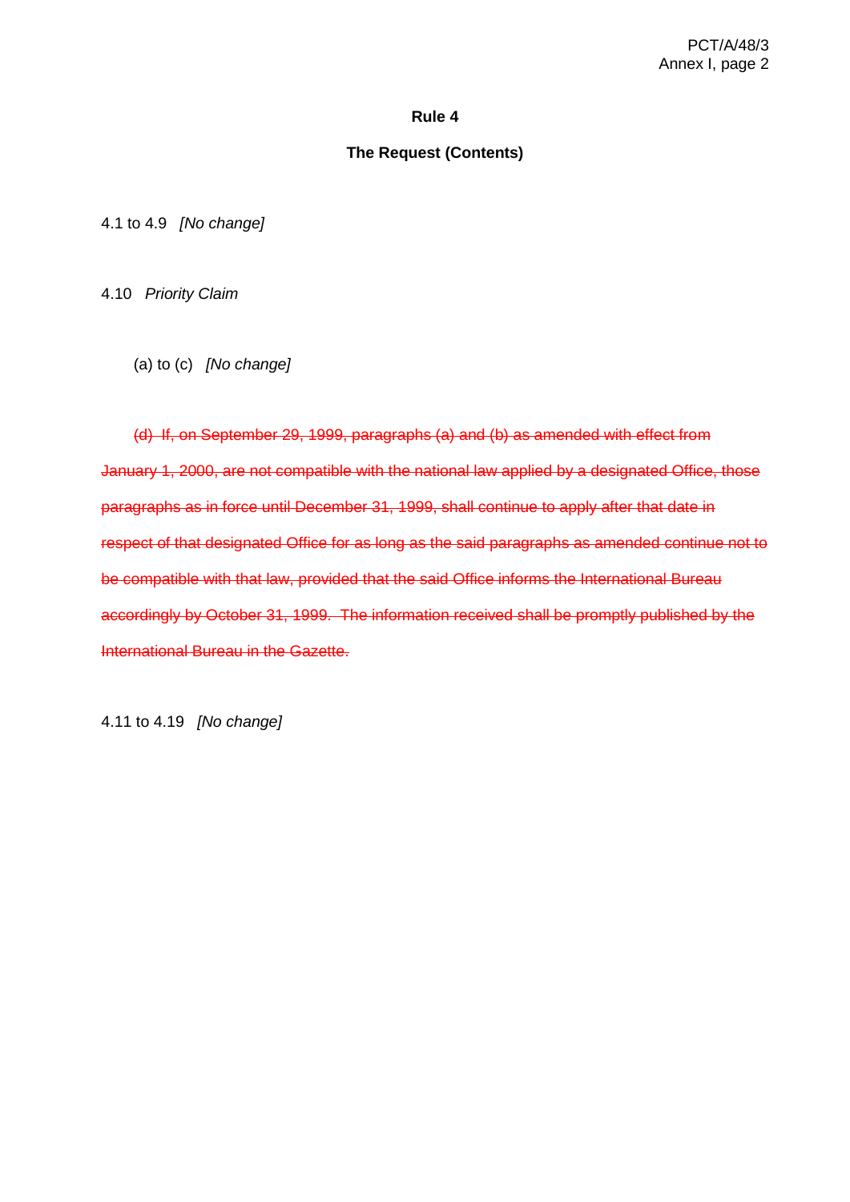## Rule 4

## The Request (Contents)

4.1 to 4.9 *[No change]*

4.10 *Priority Claim*

(a) to (c) *[No change]*

~~(d) If, on September 29, 1999, paragraphs (a) and (b) as amended with effect from January 1, 2000, are not compatible with the national law applied by a designated Office, those paragraphs as in force until December 31, 1999, shall continue to apply after that date in respect of that designated Office for as long as the said paragraphs as amended continue not to be compatible with that law, provided that the said Office informs the International Bureau accordingly by October 31, 1999. The information received shall be promptly published by the International Bureau in the Gazette.~~

4.11 to 4.19 *[No change]*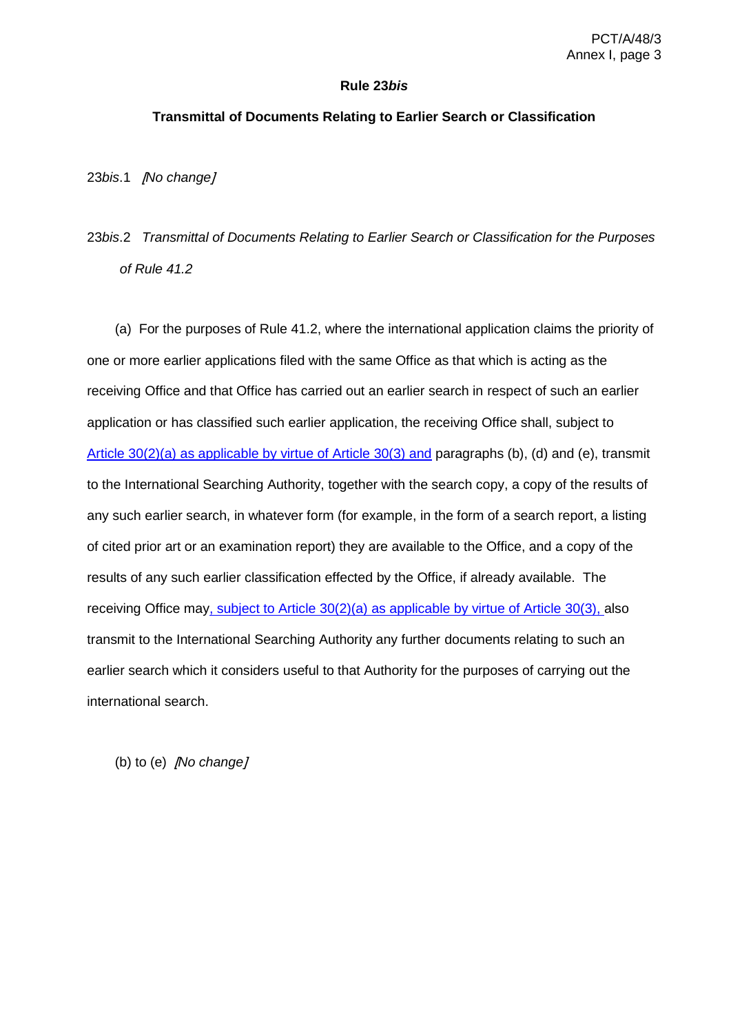### Rule 23*bis*

### Transmittal of Documents Relating to Earlier Search or Classification

23*bis*.1 *[No change]*

23*bis*.2 *Transmittal of Documents Relating to Earlier Search or Classification for the Purposes of Rule 41.2*

(a) For the purposes of Rule 41.2, where the international application claims the priority of one or more earlier applications filed with the same Office as that which is acting as the receiving Office and that Office has carried out an earlier search in respect of such an earlier application or has classified such earlier application, the receiving Office shall, subject to Article 30(2)(a) as applicable by virtue of Article 30(3) and paragraphs (b), (d) and (e), transmit to the International Searching Authority, together with the search copy, a copy of the results of any such earlier search, in whatever form (for example, in the form of a search report, a listing of cited prior art or an examination report) they are available to the Office, and a copy of the results of any such earlier classification effected by the Office, if already available. The receiving Office may, subject to Article 30(2)(a) as applicable by virtue of Article 30(3), also transmit to the International Searching Authority any further documents relating to such an earlier search which it considers useful to that Authority for the purposes of carrying out the international search.

(b) to (e) *[No change]*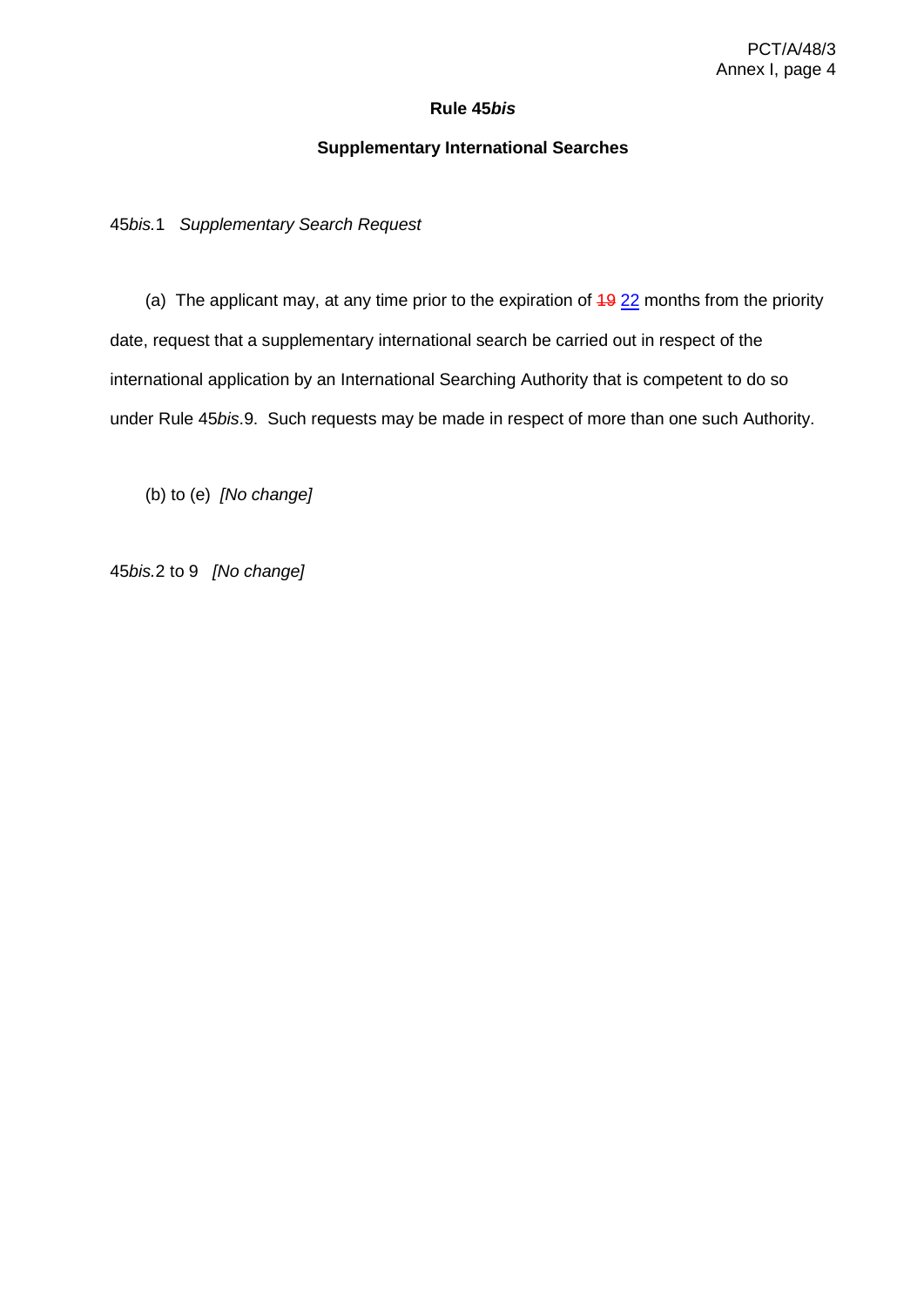# Rule 45*bis*

## Supplementary International Searches

45*bis*.1 *Supplementary Search Request*

(a) The applicant may, at any time prior to the expiration of ~~19~~ <u>22</u> months from the priority date, request that a supplementary international search be carried out in respect of the international application by an International Searching Authority that is competent to do so under Rule 45*bis*.9. Such requests may be made in respect of more than one such Authority.

(b) to (e) *[No change]*

45*bis*.2 to 9 *[No change]*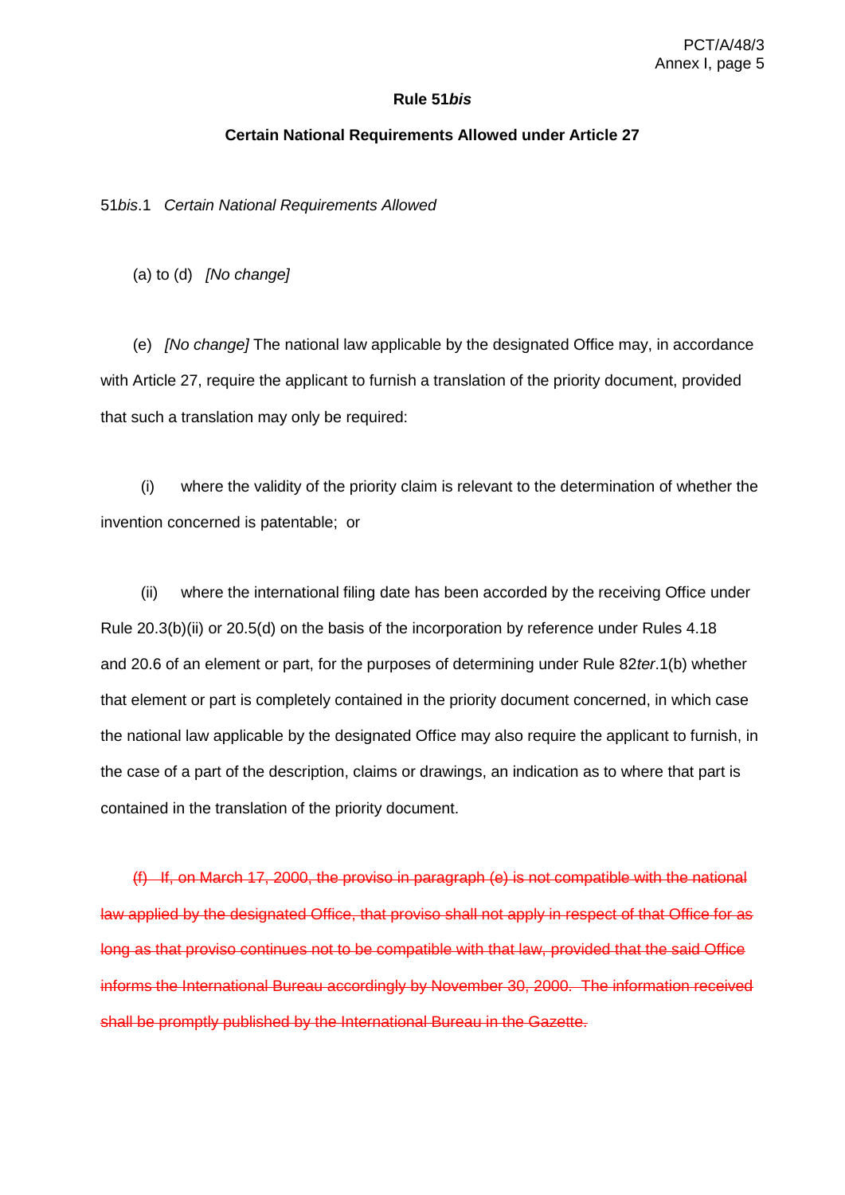**Rule 51*bis***

**Certain National Requirements Allowed under Article 27**

51*bis*.1 *Certain National Requirements Allowed*

(a) to (d) *[No change]*

(e) *[No change]* The national law applicable by the designated Office may, in accordance with Article 27, require the applicant to furnish a translation of the priority document, provided that such a translation may only be required:

(i) where the validity of the priority claim is relevant to the determination of whether the invention concerned is patentable; or

(ii) where the international filing date has been accorded by the receiving Office under Rule 20.3(b)(ii) or 20.5(d) on the basis of the incorporation by reference under Rules 4.18 and 20.6 of an element or part, for the purposes of determining under Rule 82*ter*.1(b) whether that element or part is completely contained in the priority document concerned, in which case the national law applicable by the designated Office may also require the applicant to furnish, in the case of a part of the description, claims or drawings, an indication as to where that part is contained in the translation of the priority document.

~~(f) If, on March 17, 2000, the proviso in paragraph (e) is not compatible with the national law applied by the designated Office, that proviso shall not apply in respect of that Office for as long as that proviso continues not to be compatible with that law, provided that the said Office informs the International Bureau accordingly by November 30, 2000. The information received shall be promptly published by the International Bureau in the Gazette.~~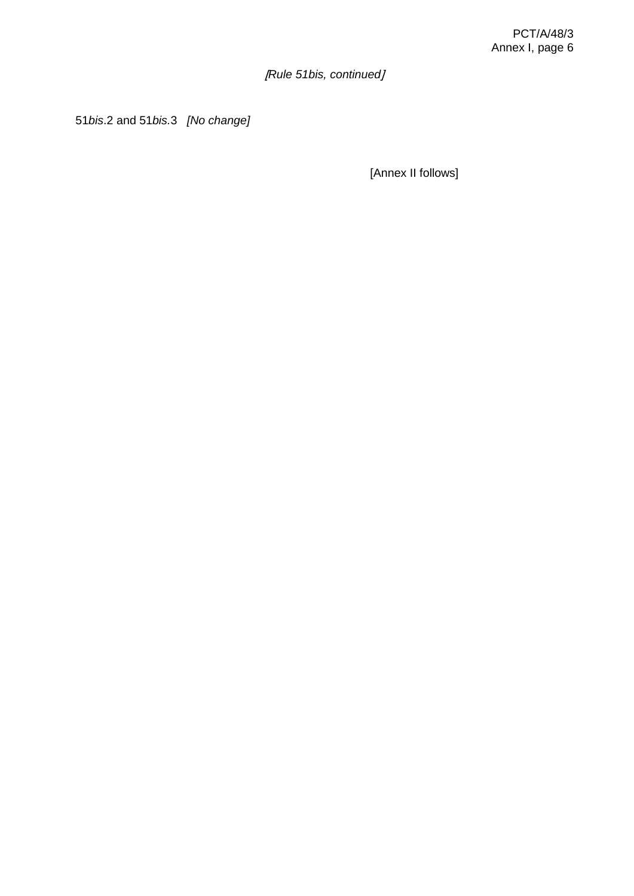*[Rule 51bis, continued]*

51*bis*.2 and 51*bis*.3   *[No change]*

[Annex II follows]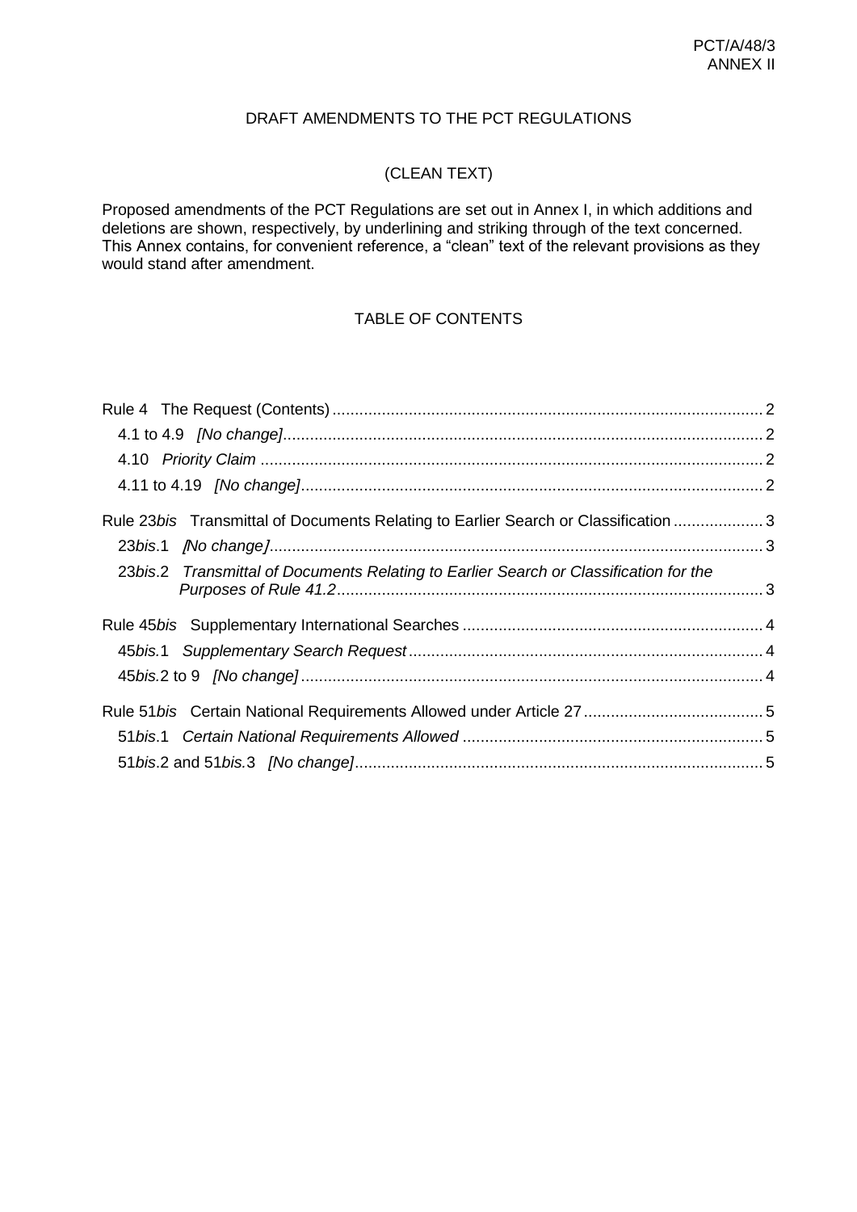DRAFT AMENDMENTS TO THE PCT REGULATIONS

(CLEAN TEXT)

Proposed amendments of the PCT Regulations are set out in Annex I, in which additions and deletions are shown, respectively, by underlining and striking through of the text concerned. This Annex contains, for convenient reference, a "clean" text of the relevant provisions as they would stand after amendment.

TABLE OF CONTENTS

Rule 4 The Request (Contents) ..... 2
- 4.1 to 4.9 *[No change]* ..... 2
- 4.10 *Priority Claim* ..... 2
- 4.11 to 4.19 *[No change]* ..... 2

Rule 23*bis* Transmittal of Documents Relating to Earlier Search or Classification ..... 3
- 23*bis*.1 *[No change]* ..... 3
- 23*bis*.2 *Transmittal of Documents Relating to Earlier Search or Classification for the Purposes of Rule 41.2* ..... 3

Rule 45*bis* Supplementary International Searches ..... 4
- 45*bis*.1 *Supplementary Search Request* ..... 4
- 45*bis*.2 to 9 *[No change]* ..... 4

Rule 51*bis* Certain National Requirements Allowed under Article 27 ..... 5
- 51*bis*.1 *Certain National Requirements Allowed* ..... 5
- 51*bis*.2 and 51*bis*.3 *[No change]* ..... 5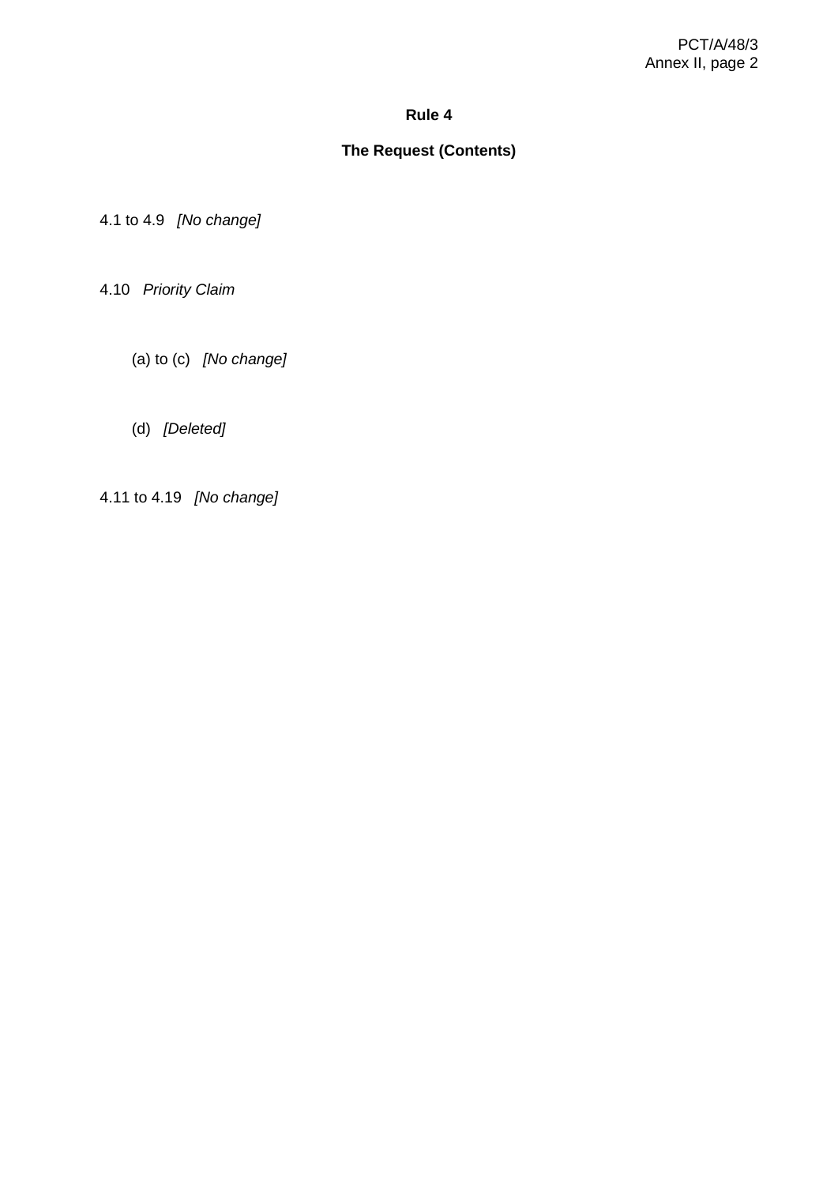# Rule 4

## The Request (Contents)

4.1 to 4.9 *[No change]*

4.10 *Priority Claim*

(a) to (c) *[No change]*

(d) *[Deleted]*

4.11 to 4.19 *[No change]*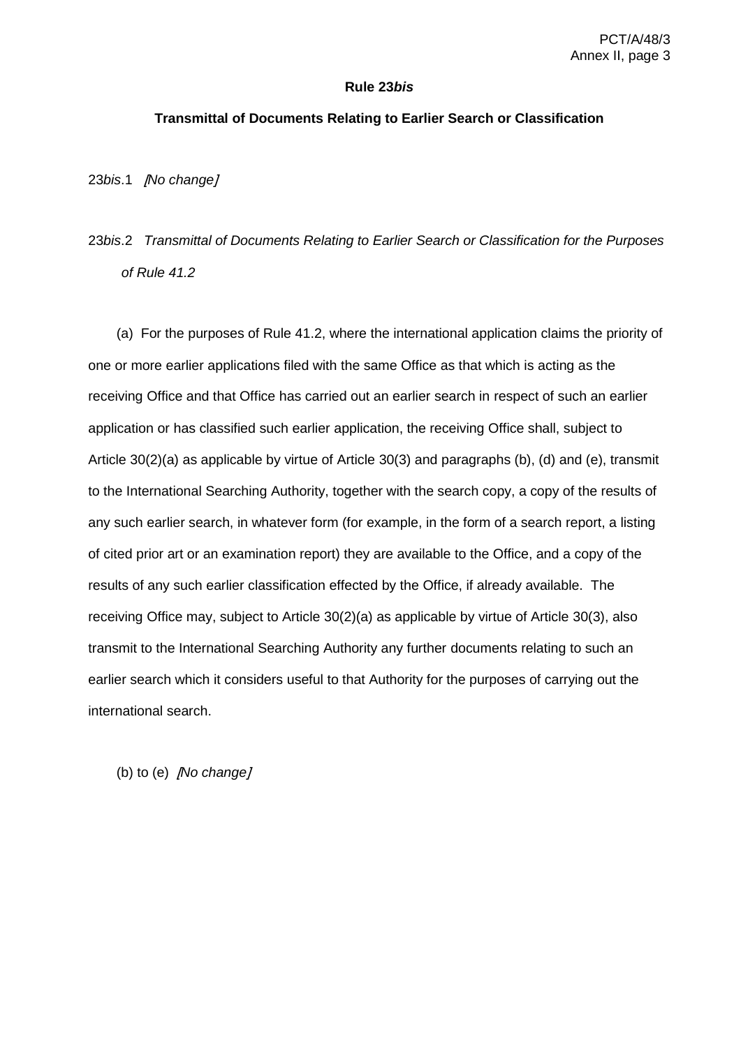**Rule 23*bis***

**Transmittal of Documents Relating to Earlier Search or Classification**

23*bis*.1 *[No change]*

23*bis*.2 *Transmittal of Documents Relating to Earlier Search or Classification for the Purposes of Rule 41.2*

(a) For the purposes of Rule 41.2, where the international application claims the priority of one or more earlier applications filed with the same Office as that which is acting as the receiving Office and that Office has carried out an earlier search in respect of such an earlier application or has classified such earlier application, the receiving Office shall, subject to Article 30(2)(a) as applicable by virtue of Article 30(3) and paragraphs (b), (d) and (e), transmit to the International Searching Authority, together with the search copy, a copy of the results of any such earlier search, in whatever form (for example, in the form of a search report, a listing of cited prior art or an examination report) they are available to the Office, and a copy of the results of any such earlier classification effected by the Office, if already available. The receiving Office may, subject to Article 30(2)(a) as applicable by virtue of Article 30(3), also transmit to the International Searching Authority any further documents relating to such an earlier search which it considers useful to that Authority for the purposes of carrying out the international search.

(b) to (e) *[No change]*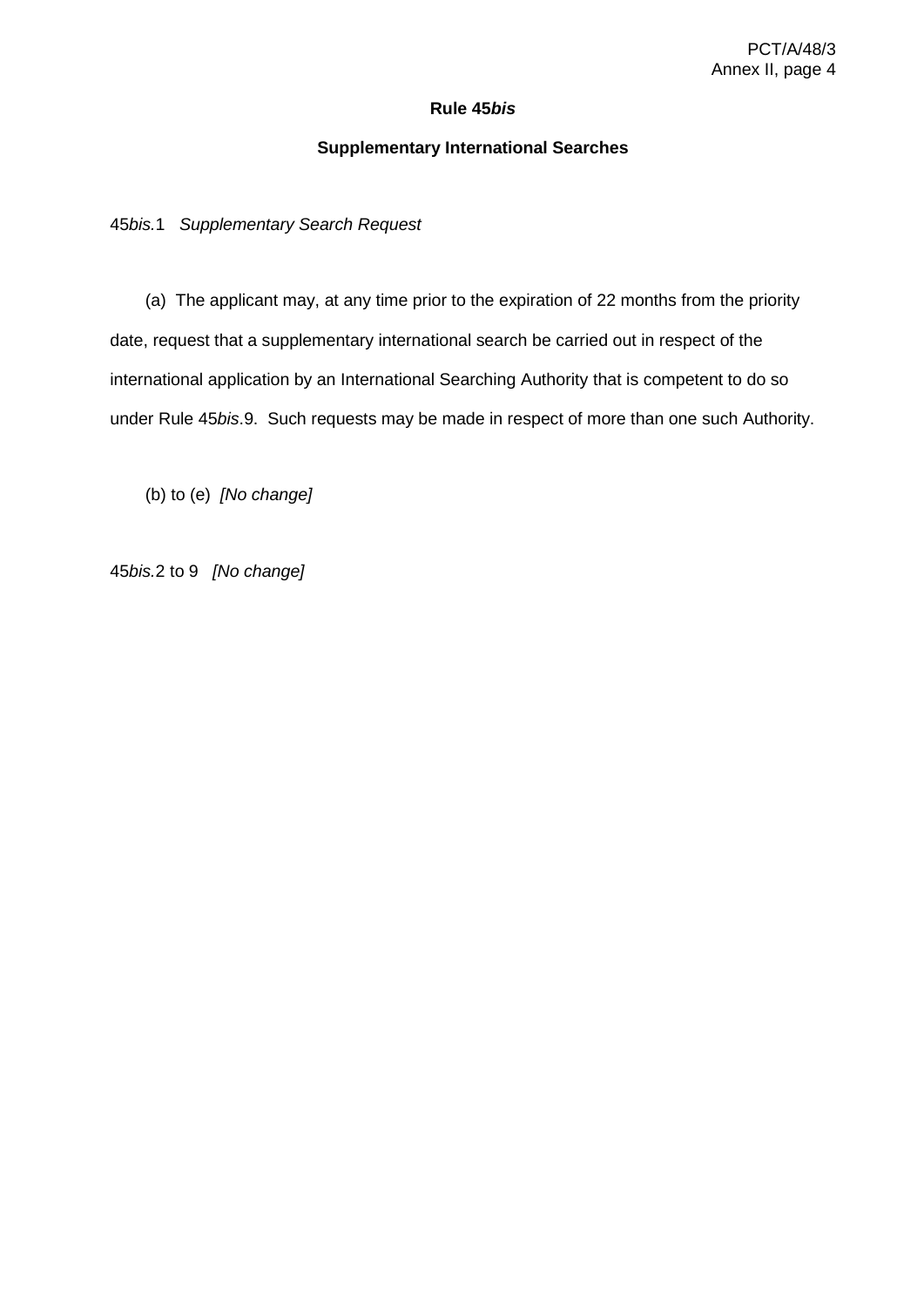# Rule 45*bis*

## Supplementary International Searches

45*bis*.1 *Supplementary Search Request*

(a) The applicant may, at any time prior to the expiration of 22 months from the priority date, request that a supplementary international search be carried out in respect of the international application by an International Searching Authority that is competent to do so under Rule 45*bis*.9. Such requests may be made in respect of more than one such Authority.

(b) to (e) *[No change]*

45*bis*.2 to 9 *[No change]*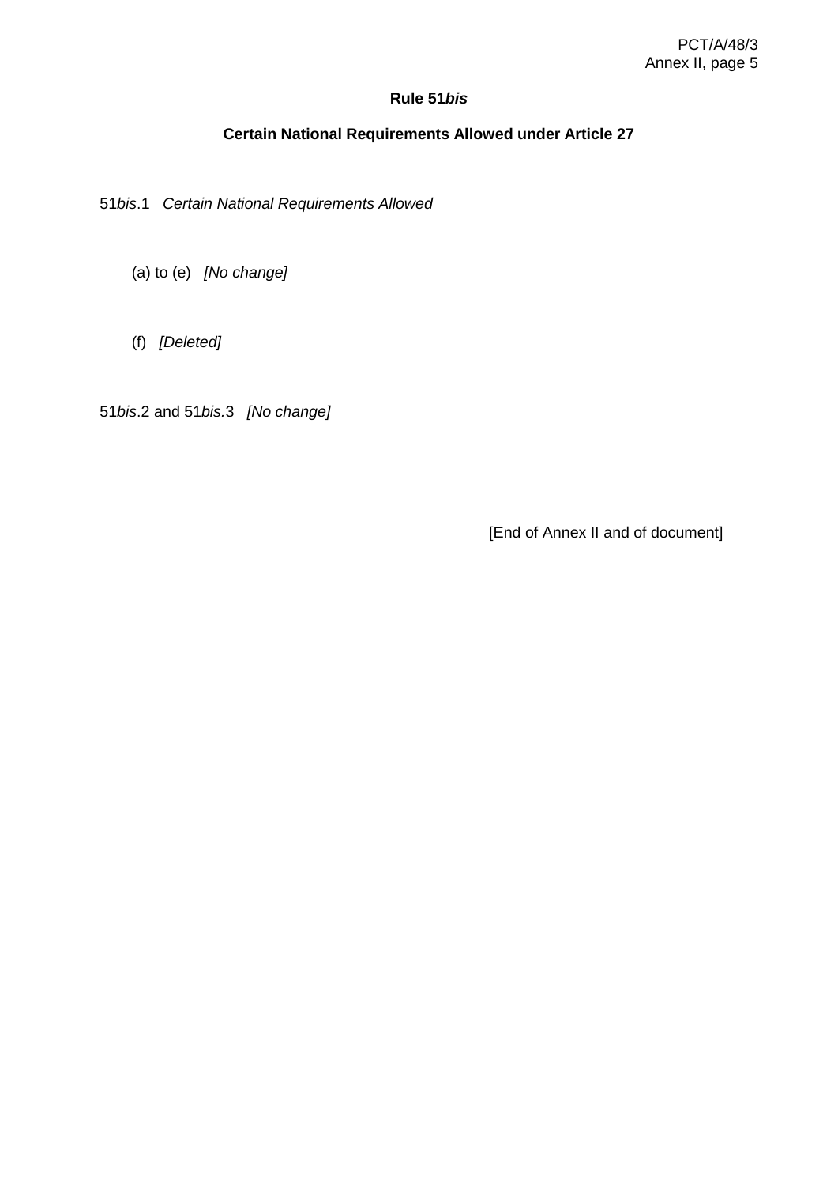### Rule 51*bis*

### Certain National Requirements Allowed under Article 27

51*bis*.1 *Certain National Requirements Allowed*

(a) to (e) *[No change]*

(f) *[Deleted]*

51*bis*.2 and 51*bis*.3 *[No change]*

[End of Annex II and of document]